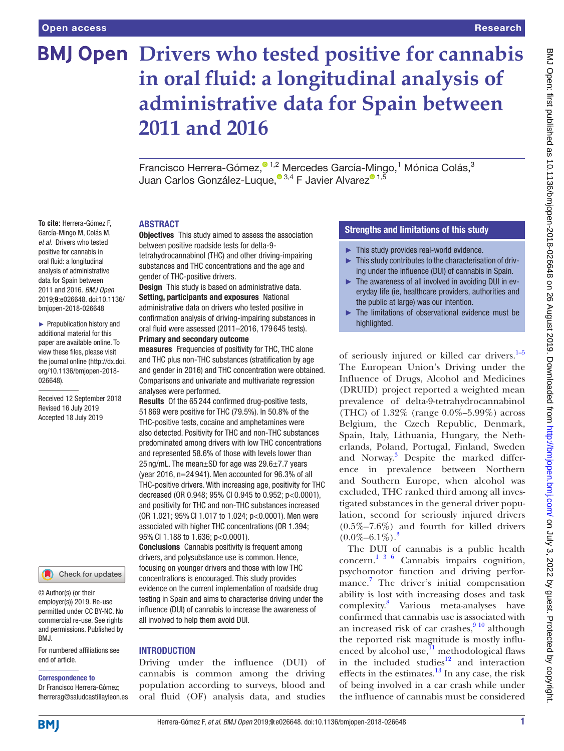# Drivers who tested positive for cannabis in oral fluid: a longitudinal analysis of administrative data for Spain between 2011 and 2016

Francisco Herrera-Gómez,[1,2] Mercedes García-Mingo,[1] Mónica Colás,[3] Juan Carlos González-Luque,[3,4] F Javier Alvarez[1,5]

**To cite:** Herrera-Gómez F, García-Mingo M, Colás M, *et al*. Drivers who tested positive for cannabis in oral fluid: a longitudinal analysis of administrative data for Spain between 2011 and 2016. *BMJ Open* 2019;**9**:e026648. doi:10.1136/bmjopen-2018-026648

► Prepublication history and additional material for this paper are available online. To view these files, please visit the journal online (http://dx.doi.org/10.1136/bmjopen-2018-026648).

Received 12 September 2018
Revised 16 July 2019
Accepted 18 July 2019

© Author(s) (or their employer(s)) 2019. Re-use permitted under CC BY-NC. No commercial re-use. See rights and permissions. Published by BMJ.

For numbered affiliations see end of article.

**Correspondence to**
Dr Francisco Herrera-Gómez; fherrerag@saludcastillayleon.es

## ABSTRACT

**Objectives** This study aimed to assess the association between positive roadside tests for delta-9-tetrahydrocannabinol (THC) and other driving-impairing substances and THC concentrations and the age and gender of THC-positive drivers.

**Design** This study is based on administrative data.

**Setting, participants and exposures** National administrative data on drivers who tested positive in confirmation analysis of driving-impairing substances in oral fluid were assessed (2011–2016, 179 645 tests).

**Primary and secondary outcome measures** Frequencies of positivity for THC, THC alone and THC plus non-THC substances (stratification by age and gender in 2016) and THC concentration were obtained. Comparisons and univariate and multivariate regression analyses were performed.

**Results** Of the 65 244 confirmed drug-positive tests, 51 869 were positive for THC (79.5%). In 50.8% of the THC-positive tests, cocaine and amphetamines were also detected. Positivity for THC and non-THC substances predominated among drivers with low THC concentrations and represented 58.6% of those with levels lower than 25 ng/mL. The mean±SD for age was 29.6±7.7 years (year 2016, n=24 941). Men accounted for 96.3% of all THC-positive drivers. With increasing age, positivity for THC decreased (OR 0.948; 95% CI 0.945 to 0.952; p<0.0001), and positivity for THC and non-THC substances increased (OR 1.021; 95% CI 1.017 to 1.024; p<0.0001). Men were associated with higher THC concentrations (OR 1.394; 95% CI 1.188 to 1.636; p<0.0001).

**Conclusions** Cannabis positivity is frequent among drivers, and polysubstance use is common. Hence, focusing on younger drivers and those with low THC concentrations is encouraged. This study provides evidence on the current implementation of roadside drug testing in Spain and aims to characterise driving under the influence (DUI) of cannabis to increase the awareness of all involved to help them avoid DUI.

### Strengths and limitations of this study

- ► This study provides real-world evidence.
- ► This study contributes to the characterisation of driving under the influence (DUI) of cannabis in Spain.
- ► The awareness of all involved in avoiding DUI in everyday life (ie, healthcare providers, authorities and the public at large) was our intention.
- ► The limitations of observational evidence must be highlighted.

## INTRODUCTION

Driving under the influence (DUI) of cannabis is common among the driving population according to surveys, blood and oral fluid (OF) analysis data, and studies of seriously injured or killed car drivers.[1–5] The European Union's Driving under the Influence of Drugs, Alcohol and Medicines (DRUID) project reported a weighted mean prevalence of delta-9-tetrahydrocannabinol (THC) of 1.32% (range 0.0%–5.99%) across Belgium, the Czech Republic, Denmark, Spain, Italy, Lithuania, Hungary, the Netherlands, Poland, Portugal, Finland, Sweden and Norway.[3] Despite the marked difference in prevalence between Northern and Southern Europe, when alcohol was excluded, THC ranked third among all investigated substances in the general driver population, second for seriously injured drivers (0.5%–7.6%) and fourth for killed drivers (0.0%–6.1%).[3]

The DUI of cannabis is a public health concern.[1 3 6] Cannabis impairs cognition, psychomotor function and driving performance.[7] The driver's initial compensation ability is lost with increasing doses and task complexity.[8] Various meta-analyses have confirmed that cannabis use is associated with an increased risk of car crashes,[9 10] although the reported risk magnitude is mostly influenced by alcohol use,[11] methodological flaws in the included studies[12] and interaction effects in the estimates.[13] In any case, the risk of being involved in a car crash while under the influence of cannabis must be considered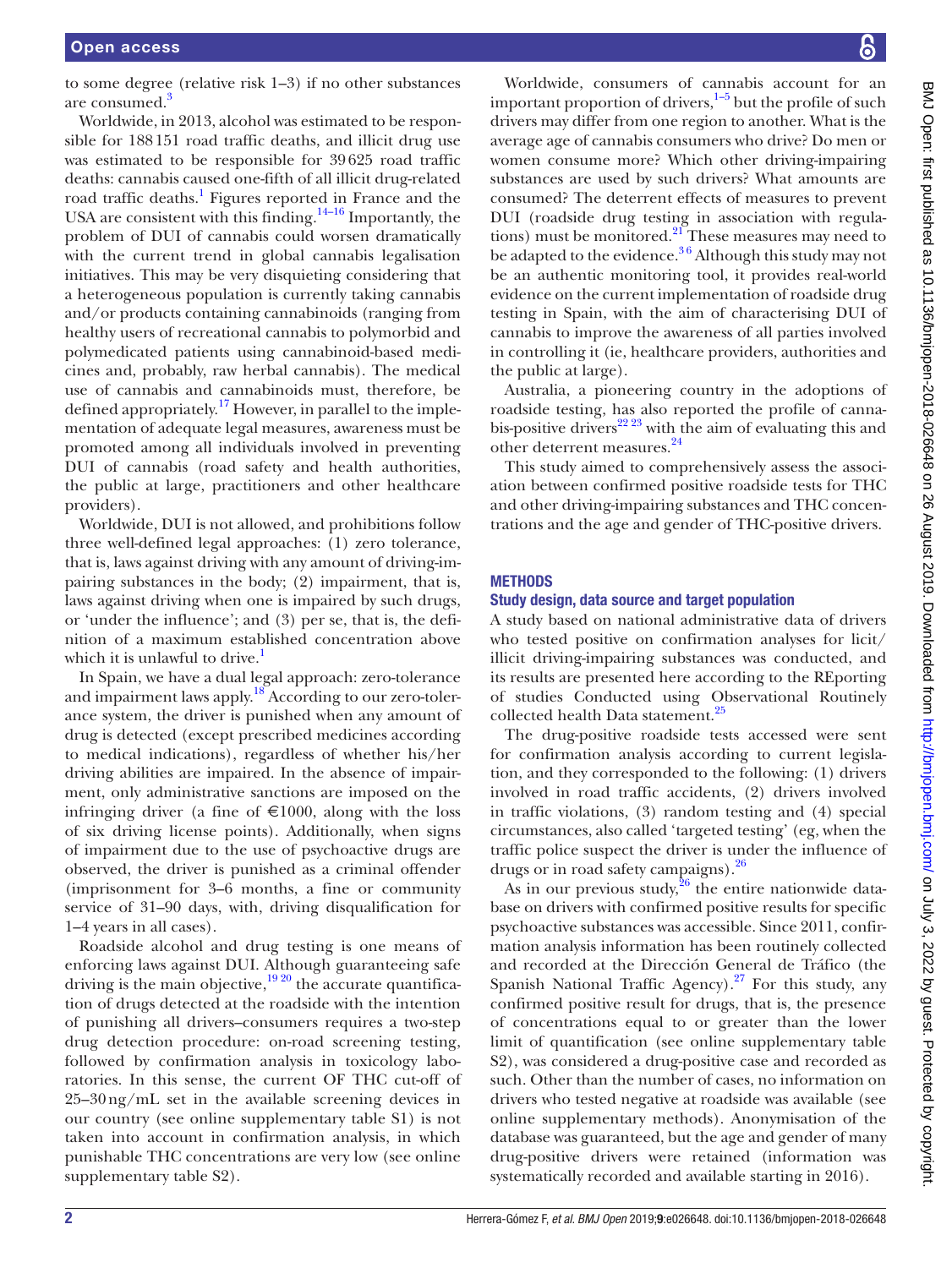to some degree (relative risk 1–3) if no other substances are consumed.[3]

Worldwide, in 2013, alcohol was estimated to be responsible for 188 151 road traffic deaths, and illicit drug use was estimated to be responsible for 39 625 road traffic deaths: cannabis caused one-fifth of all illicit drug-related road traffic deaths.[1] Figures reported in France and the USA are consistent with this finding.[14–16] Importantly, the problem of DUI of cannabis could worsen dramatically with the current trend in global cannabis legalisation initiatives. This may be very disquieting considering that a heterogeneous population is currently taking cannabis and/or products containing cannabinoids (ranging from healthy users of recreational cannabis to polymorbid and polymedicated patients using cannabinoid-based medicines and, probably, raw herbal cannabis). The medical use of cannabis and cannabinoids must, therefore, be defined appropriately.[17] However, in parallel to the implementation of adequate legal measures, awareness must be promoted among all individuals involved in preventing DUI of cannabis (road safety and health authorities, the public at large, practitioners and other healthcare providers).

Worldwide, DUI is not allowed, and prohibitions follow three well-defined legal approaches: (1) zero tolerance, that is, laws against driving with any amount of driving-impairing substances in the body; (2) impairment, that is, laws against driving when one is impaired by such drugs, or 'under the influence'; and (3) per se, that is, the definition of a maximum established concentration above which it is unlawful to drive.[1]

In Spain, we have a dual legal approach: zero-tolerance and impairment laws apply.[18] According to our zero-tolerance system, the driver is punished when any amount of drug is detected (except prescribed medicines according to medical indications), regardless of whether his/her driving abilities are impaired. In the absence of impairment, only administrative sanctions are imposed on the infringing driver (a fine of €1000, along with the loss of six driving license points). Additionally, when signs of impairment due to the use of psychoactive drugs are observed, the driver is punished as a criminal offender (imprisonment for 3–6 months, a fine or community service of 31–90 days, with, driving disqualification for 1–4 years in all cases).

Roadside alcohol and drug testing is one means of enforcing laws against DUI. Although guaranteeing safe driving is the main objective,[19 20] the accurate quantification of drugs detected at the roadside with the intention of punishing all drivers–consumers requires a two-step drug detection procedure: on-road screening testing, followed by confirmation analysis in toxicology laboratories. In this sense, the current OF THC cut-off of 25–30 ng/mL set in the available screening devices in our country (see online supplementary table S1) is not taken into account in confirmation analysis, in which punishable THC concentrations are very low (see online supplementary table S2).

Worldwide, consumers of cannabis account for an important proportion of drivers,[1–5] but the profile of such drivers may differ from one region to another. What is the average age of cannabis consumers who drive? Do men or women consume more? Which other driving-impairing substances are used by such drivers? What amounts are consumed? The deterrent effects of measures to prevent DUI (roadside drug testing in association with regulations) must be monitored.[21] These measures may need to be adapted to the evidence.[3 6] Although this study may not be an authentic monitoring tool, it provides real-world evidence on the current implementation of roadside drug testing in Spain, with the aim of characterising DUI of cannabis to improve the awareness of all parties involved in controlling it (ie, healthcare providers, authorities and the public at large).

Australia, a pioneering country in the adoptions of roadside testing, has also reported the profile of cannabis-positive drivers[22 23] with the aim of evaluating this and other deterrent measures.[24]

This study aimed to comprehensively assess the association between confirmed positive roadside tests for THC and other driving-impairing substances and THC concentrations and the age and gender of THC-positive drivers.

## METHODS

### Study design, data source and target population

A study based on national administrative data of drivers who tested positive on confirmation analyses for licit/illicit driving-impairing substances was conducted, and its results are presented here according to the REporting of studies Conducted using Observational Routinely collected health Data statement.[25]

The drug-positive roadside tests accessed were sent for confirmation analysis according to current legislation, and they corresponded to the following: (1) drivers involved in road traffic accidents, (2) drivers involved in traffic violations, (3) random testing and (4) special circumstances, also called 'targeted testing' (eg, when the traffic police suspect the driver is under the influence of drugs or in road safety campaigns).[26]

As in our previous study,[26] the entire nationwide database on drivers with confirmed positive results for specific psychoactive substances was accessible. Since 2011, confirmation analysis information has been routinely collected and recorded at the Dirección General de Tráfico (the Spanish National Traffic Agency).[27] For this study, any confirmed positive result for drugs, that is, the presence of concentrations equal to or greater than the lower limit of quantification (see online supplementary table S2), was considered a drug-positive case and recorded as such. Other than the number of cases, no information on drivers who tested negative at roadside was available (see online supplementary methods). Anonymisation of the database was guaranteed, but the age and gender of many drug-positive drivers were retained (information was systematically recorded and available starting in 2016).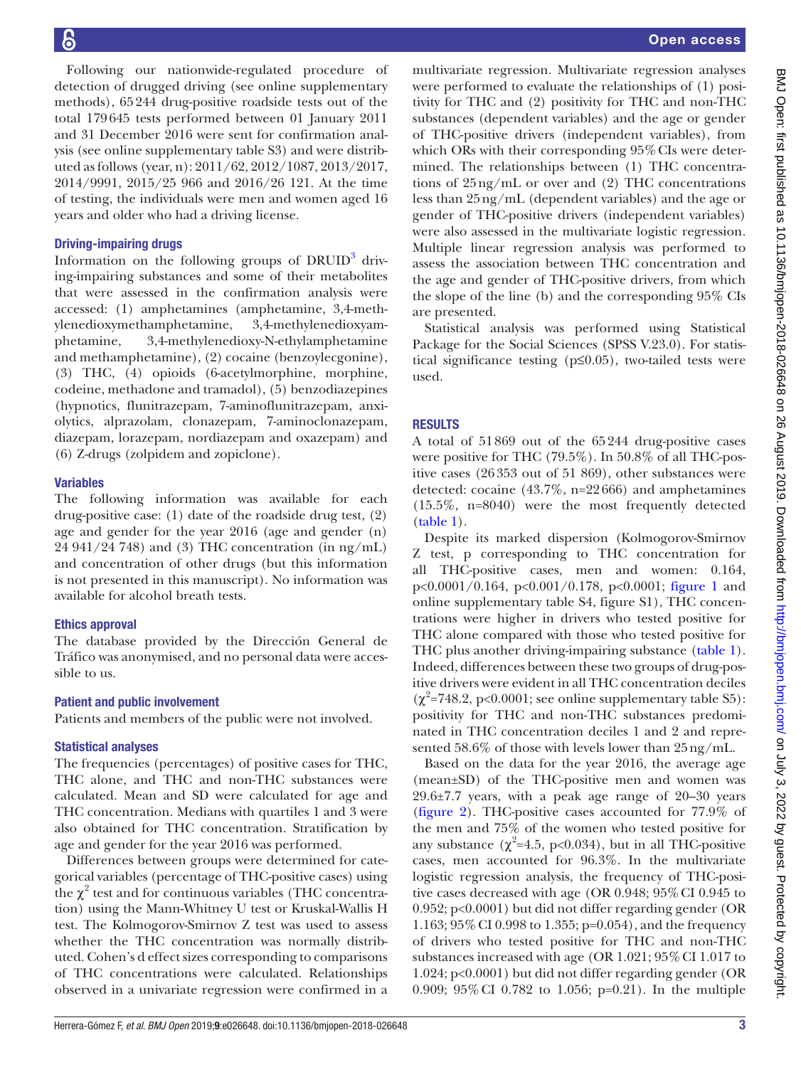Following our nationwide-regulated procedure of detection of drugged driving (see online supplementary methods), 65 244 drug-positive roadside tests out of the total 179 645 tests performed between 01 January 2011 and 31 December 2016 were sent for confirmation analysis (see online supplementary table S3) and were distributed as follows (year, n): 2011/62, 2012/1087, 2013/2017, 2014/9991, 2015/25 966 and 2016/26 121. At the time of testing, the individuals were men and women aged 16 years and older who had a driving license.

### Driving-impairing drugs

Information on the following groups of DRUID[3] driving-impairing substances and some of their metabolites that were assessed in the confirmation analysis were accessed: (1) amphetamines (amphetamine, 3,4-methylenedioxymethamphetamine, 3,4-methylenedioxyamphetamine, 3,4-methylenedioxy-N-ethylamphetamine and methamphetamine), (2) cocaine (benzoylecgonine), (3) THC, (4) opioids (6-acetylmorphine, morphine, codeine, methadone and tramadol), (5) benzodiazepines (hypnotics, flunitrazepam, 7-aminoflunitrazepam, anxiolytics, alprazolam, clonazepam, 7-aminoclonazepam, diazepam, lorazepam, nordiazepam and oxazepam) and (6) Z-drugs (zolpidem and zopiclone).

### Variables

The following information was available for each drug-positive case: (1) date of the roadside drug test, (2) age and gender for the year 2016 (age and gender (n) 24 941/24 748) and (3) THC concentration (in ng/mL) and concentration of other drugs (but this information is not presented in this manuscript). No information was available for alcohol breath tests.

### Ethics approval

The database provided by the Dirección General de Tráfico was anonymised, and no personal data were accessible to us.

### Patient and public involvement

Patients and members of the public were not involved.

### Statistical analyses

The frequencies (percentages) of positive cases for THC, THC alone, and THC and non-THC substances were calculated. Mean and SD were calculated for age and THC concentration. Medians with quartiles 1 and 3 were also obtained for THC concentration. Stratification by age and gender for the year 2016 was performed.

Differences between groups were determined for categorical variables (percentage of THC-positive cases) using the $\chi^2$ test and for continuous variables (THC concentration) using the Mann-Whitney U test or Kruskal-Wallis H test. The Kolmogorov-Smirnov Z test was used to assess whether the THC concentration was normally distributed. Cohen's d effect sizes corresponding to comparisons of THC concentrations were calculated. Relationships observed in a univariate regression were confirmed in a multivariate regression. Multivariate regression analyses were performed to evaluate the relationships of (1) positivity for THC and (2) positivity for THC and non-THC substances (dependent variables) and the age or gender of THC-positive drivers (independent variables), from which ORs with their corresponding 95% CIs were determined. The relationships between (1) THC concentrations of 25 ng/mL or over and (2) THC concentrations less than 25 ng/mL (dependent variables) and the age or gender of THC-positive drivers (independent variables) were also assessed in the multivariate logistic regression. Multiple linear regression analysis was performed to assess the association between THC concentration and the age and gender of THC-positive drivers, from which the slope of the line (b) and the corresponding 95% CIs are presented.

Statistical analysis was performed using Statistical Package for the Social Sciences (SPSS V.23.0). For statistical significance testing ($p \leq 0.05$), two-tailed tests were used.

## RESULTS

A total of 51 869 out of the 65 244 drug-positive cases were positive for THC (79.5%). In 50.8% of all THC-positive cases (26 353 out of 51 869), other substances were detected: cocaine (43.7%, n=22 666) and amphetamines (15.5%, n=8040) were the most frequently detected (table 1).

Despite its marked dispersion (Kolmogorov-Smirnov Z test, p corresponding to THC concentration for all THC-positive cases, men and women: 0.164, $p<0.0001$/0.164, $p<0.001$/0.178, $p<0.0001$; figure 1 and online supplementary table S4, figure S1), THC concentrations were higher in drivers who tested positive for THC alone compared with those who tested positive for THC plus another driving-impairing substance (table 1). Indeed, differences between these two groups of drug-positive drivers were evident in all THC concentration deciles ($\chi^2$=748.2, $p<0.0001$; see online supplementary table S5): positivity for THC and non-THC substances predominated in THC concentration deciles 1 and 2 and represented 58.6% of those with levels lower than 25 ng/mL.

Based on the data for the year 2016, the average age (mean±SD) of the THC-positive men and women was 29.6±7.7 years, with a peak age range of 20–30 years (figure 2). THC-positive cases accounted for 77.9% of the men and 75% of the women who tested positive for any substance ($\chi^2$=4.5, $p<0.034$), but in all THC-positive cases, men accounted for 96.3%. In the multivariate logistic regression analysis, the frequency of THC-positive cases decreased with age (OR 0.948; 95% CI 0.945 to 0.952; $p<0.0001$) but did not differ regarding gender (OR 1.163; 95% CI 0.998 to 1.355; p=0.054), and the frequency of drivers who tested positive for THC and non-THC substances increased with age (OR 1.021; 95% CI 1.017 to 1.024; $p<0.0001$) but did not differ regarding gender (OR 0.909; 95% CI 0.782 to 1.056; p=0.21). In the multiple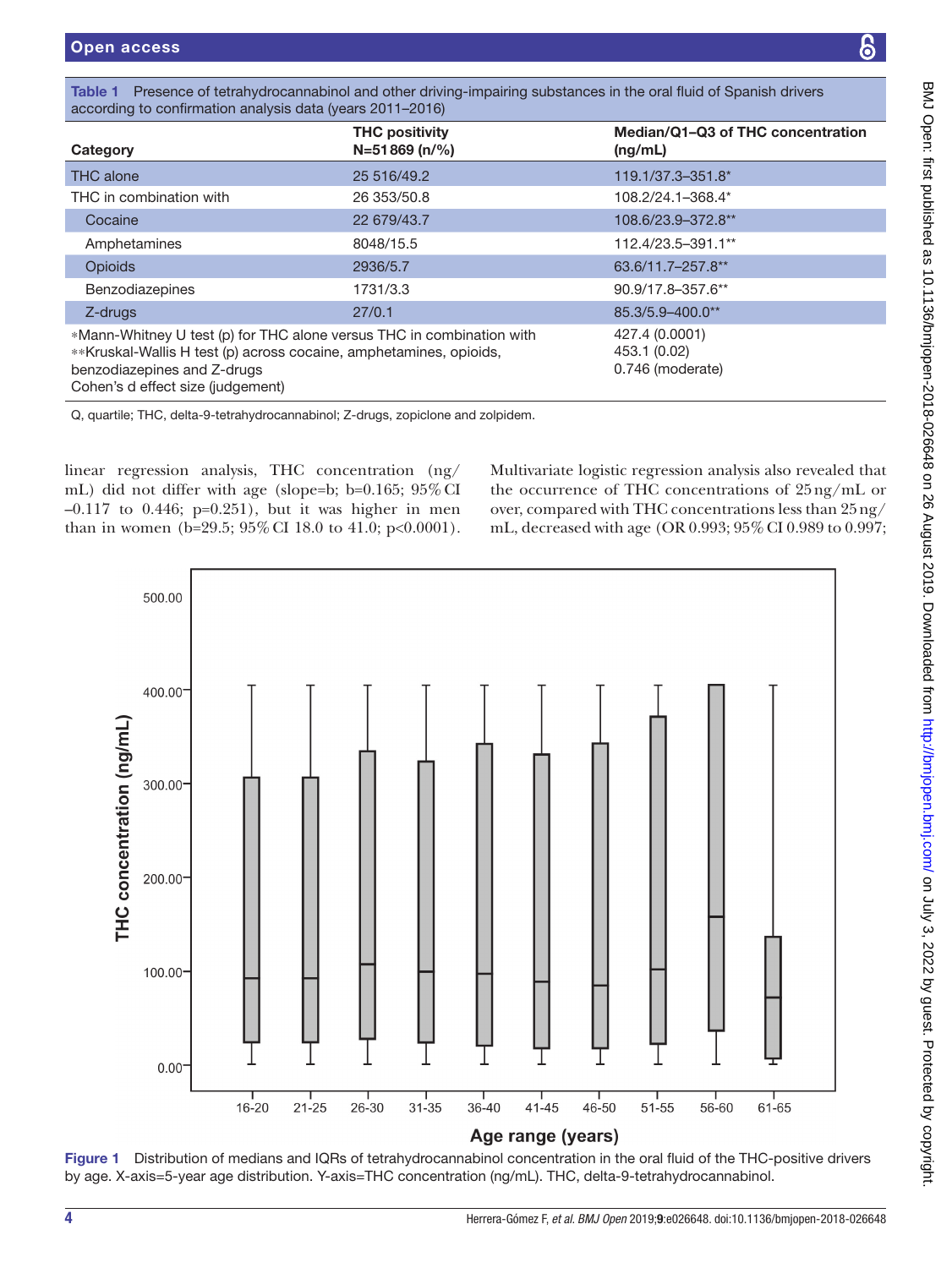**Table 1** Presence of tetrahydrocannabinol and other driving-impairing substances in the oral fluid of Spanish drivers according to confirmation analysis data (years 2011–2016)

| Category | THC positivity N=51 869 (n/%) | Median/Q1–Q3 of THC concentration (ng/mL) |
|---|---|---|
| THC alone | 25 516/49.2 | 119.1/37.3–351.8* |
| THC in combination with | 26 353/50.8 | 108.2/24.1–368.4* |
| Cocaine | 22 679/43.7 | 108.6/23.9–372.8** |
| Amphetamines | 8048/15.5 | 112.4/23.5–391.1** |
| Opioids | 2936/5.7 | 63.6/11.7–257.8** |
| Benzodiazepines | 1731/3.3 | 90.9/17.8–357.6** |
| Z-drugs | 27/0.1 | 85.3/5.9–400.0** |
| *Mann-Whitney U test (p) for THC alone versus THC in combination with | | 427.4 (0.0001) |
| **Kruskal-Wallis H test (p) across cocaine, amphetamines, opioids, benzodiazepines and Z-drugs | | 453.1 (0.02) |
| Cohen's d effect size (judgement) | | 0.746 (moderate) |

Q, quartile; THC, delta-9-tetrahydrocannabinol; Z-drugs, zopiclone and zolpidem.

linear regression analysis, THC concentration (ng/mL) did not differ with age (slope=b; b=0.165; 95% CI –0.117 to 0.446; p=0.251), but it was higher in men than in women (b=29.5; 95% CI 18.0 to 41.0; p<0.0001).

Multivariate logistic regression analysis also revealed that the occurrence of THC concentrations of 25 ng/mL or over, compared with THC concentrations less than 25 ng/mL, decreased with age (OR 0.993; 95% CI 0.989 to 0.997;

**Figure 1** Distribution of medians and IQRs of tetrahydrocannabinol concentration in the oral fluid of the THC-positive drivers by age. X-axis=5-year age distribution. Y-axis=THC concentration (ng/mL). THC, delta-9-tetrahydrocannabinol.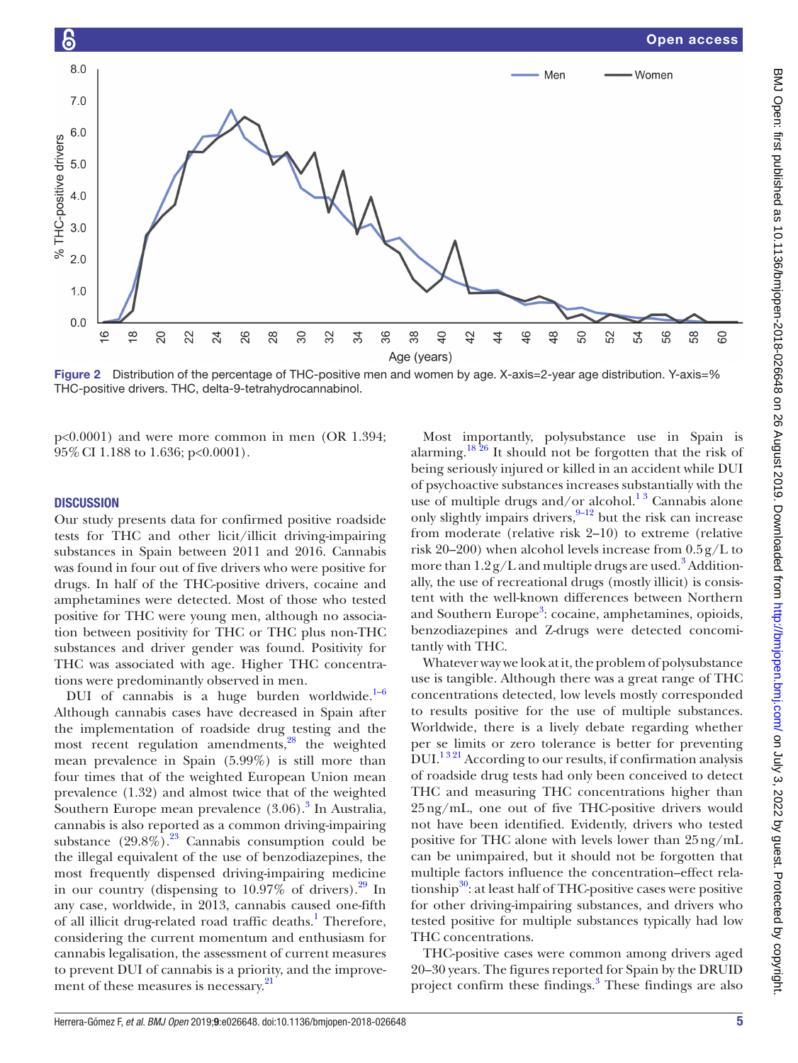Figure 2 Distribution of the percentage of THC-positive men and women by age. X-axis=2-year age distribution. Y-axis=% THC-positive drivers. THC, delta-9-tetrahydrocannabinol.

p<0.0001) and were more common in men (OR 1.394; 95% CI 1.188 to 1.636; p<0.0001).

## DISCUSSION

Our study presents data for confirmed positive roadside tests for THC and other licit/illicit driving-impairing substances in Spain between 2011 and 2016. Cannabis was found in four out of five drivers who were positive for drugs. In half of the THC-positive drivers, cocaine and amphetamines were detected. Most of those who tested positive for THC were young men, although no association between positivity for THC or THC plus non-THC substances and driver gender was found. Positivity for THC was associated with age. Higher THC concentrations were predominantly observed in men.

DUI of cannabis is a huge burden worldwide.[1–6] Although cannabis cases have decreased in Spain after the implementation of roadside drug testing and the most recent regulation amendments,[28] the weighted mean prevalence in Spain (5.99%) is still more than four times that of the weighted European Union mean prevalence (1.32) and almost twice that of the weighted Southern Europe mean prevalence (3.06).[3] In Australia, cannabis is also reported as a common driving-impairing substance (29.8%).[23] Cannabis consumption could be the illegal equivalent of the use of benzodiazepines, the most frequently dispensed driving-impairing medicine in our country (dispensing to 10.97% of drivers).[29] In any case, worldwide, in 2013, cannabis caused one-fifth of all illicit drug-related road traffic deaths.[1] Therefore, considering the current momentum and enthusiasm for cannabis legalisation, the assessment of current measures to prevent DUI of cannabis is a priority, and the improvement of these measures is necessary.[21]

Most importantly, polysubstance use in Spain is alarming.[18 26] It should not be forgotten that the risk of being seriously injured or killed in an accident while DUI of psychoactive substances increases substantially with the use of multiple drugs and/or alcohol.[1 3] Cannabis alone only slightly impairs drivers,[9–12] but the risk can increase from moderate (relative risk 2–10) to extreme (relative risk 20–200) when alcohol levels increase from 0.5 g/L to more than 1.2 g/L and multiple drugs are used.[3] Additionally, the use of recreational drugs (mostly illicit) is consistent with the well-known differences between Northern and Southern Europe[3]: cocaine, amphetamines, opioids, benzodiazepines and Z-drugs were detected concomitantly with THC.

Whatever way we look at it, the problem of polysubstance use is tangible. Although there was a great range of THC concentrations detected, low levels mostly corresponded to results positive for the use of multiple substances. Worldwide, there is a lively debate regarding whether per se limits or zero tolerance is better for preventing DUI.[1 3 21] According to our results, if confirmation analysis of roadside drug tests had only been conceived to detect THC and measuring THC concentrations higher than 25 ng/mL, one out of five THC-positive drivers would not have been identified. Evidently, drivers who tested positive for THC alone with levels lower than 25 ng/mL can be unimpaired, but it should not be forgotten that multiple factors influence the concentration–effect relationship[30]: at least half of THC-positive cases were positive for other driving-impairing substances, and drivers who tested positive for multiple substances typically had low THC concentrations.

THC-positive cases were common among drivers aged 20–30 years. The figures reported for Spain by the DRUID project confirm these findings.[3] These findings are also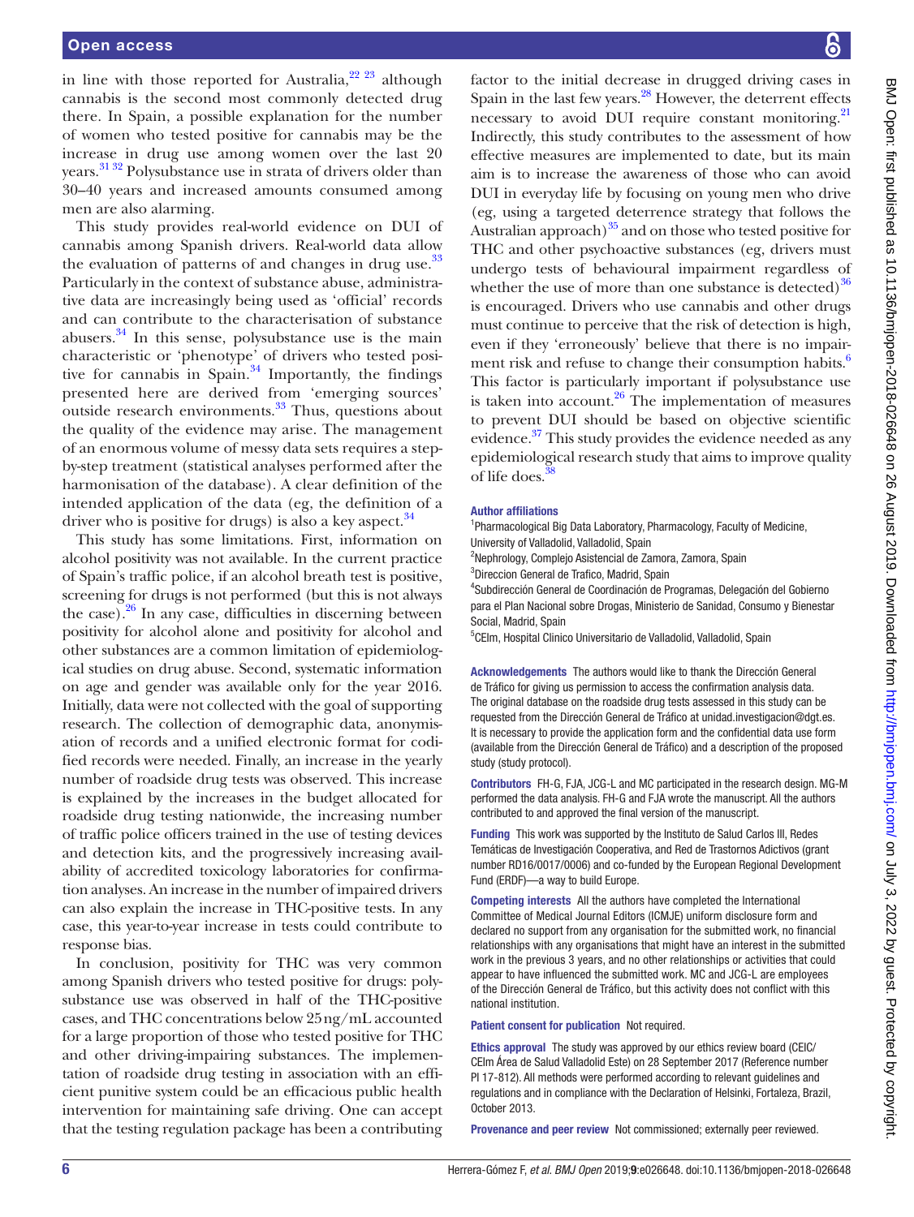in line with those reported for Australia,[22 23] although cannabis is the second most commonly detected drug there. In Spain, a possible explanation for the number of women who tested positive for cannabis may be the increase in drug use among women over the last 20 years.[31 32] Polysubstance use in strata of drivers older than 30–40 years and increased amounts consumed among men are also alarming.

This study provides real-world evidence on DUI of cannabis among Spanish drivers. Real-world data allow the evaluation of patterns of and changes in drug use.[33] Particularly in the context of substance abuse, administrative data are increasingly being used as 'official' records and can contribute to the characterisation of substance abusers.[34] In this sense, polysubstance use is the main characteristic or 'phenotype' of drivers who tested positive for cannabis in Spain.[34] Importantly, the findings presented here are derived from 'emerging sources' outside research environments.[33] Thus, questions about the quality of the evidence may arise. The management of an enormous volume of messy data sets requires a step-by-step treatment (statistical analyses performed after the harmonisation of the database). A clear definition of the intended application of the data (eg, the definition of a driver who is positive for drugs) is also a key aspect.[34]

This study has some limitations. First, information on alcohol positivity was not available. In the current practice of Spain's traffic police, if an alcohol breath test is positive, screening for drugs is not performed (but this is not always the case).[26] In any case, difficulties in discerning between positivity for alcohol alone and positivity for alcohol and other substances are a common limitation of epidemiological studies on drug abuse. Second, systematic information on age and gender was available only for the year 2016. Initially, data were not collected with the goal of supporting research. The collection of demographic data, anonymisation of records and a unified electronic format for codified records were needed. Finally, an increase in the yearly number of roadside drug tests was observed. This increase is explained by the increases in the budget allocated for roadside drug testing nationwide, the increasing number of traffic police officers trained in the use of testing devices and detection kits, and the progressively increasing availability of accredited toxicology laboratories for confirmation analyses. An increase in the number of impaired drivers can also explain the increase in THC-positive tests. In any case, this year-to-year increase in tests could contribute to response bias.

In conclusion, positivity for THC was very common among Spanish drivers who tested positive for drugs: polysubstance use was observed in half of the THC-positive cases, and THC concentrations below 25 ng/mL accounted for a large proportion of those who tested positive for THC and other driving-impairing substances. The implementation of roadside drug testing in association with an efficient punitive system could be an efficacious public health intervention for maintaining safe driving. One can accept that the testing regulation package has been a contributing factor to the initial decrease in drugged driving cases in Spain in the last few years.[28] However, the deterrent effects necessary to avoid DUI require constant monitoring.[21] Indirectly, this study contributes to the assessment of how effective measures are implemented to date, but its main aim is to increase the awareness of those who can avoid DUI in everyday life by focusing on young men who drive (eg, using a targeted deterrence strategy that follows the Australian approach)[35] and on those who tested positive for THC and other psychoactive substances (eg, drivers must undergo tests of behavioural impairment regardless of whether the use of more than one substance is detected)[36] is encouraged. Drivers who use cannabis and other drugs must continue to perceive that the risk of detection is high, even if they 'erroneously' believe that there is no impairment risk and refuse to change their consumption habits.[6] This factor is particularly important if polysubstance use is taken into account.[26] The implementation of measures to prevent DUI should be based on objective scientific evidence.[37] This study provides the evidence needed as any epidemiological research study that aims to improve quality of life does.[38]

**Author affiliations**

[1]Pharmacological Big Data Laboratory, Pharmacology, Faculty of Medicine, University of Valladolid, Valladolid, Spain
[2]Nephrology, Complejo Asistencial de Zamora, Zamora, Spain
[3]Direccion General de Trafico, Madrid, Spain
[4]Subdirección General de Coordinación de Programas, Delegación del Gobierno para el Plan Nacional sobre Drogas, Ministerio de Sanidad, Consumo y Bienestar Social, Madrid, Spain
[5]CEIm, Hospital Clinico Universitario de Valladolid, Valladolid, Spain

**Acknowledgements** The authors would like to thank the Dirección General de Tráfico for giving us permission to access the confirmation analysis data. The original database on the roadside drug tests assessed in this study can be requested from the Dirección General de Tráfico at unidad.investigacion@dgt.es. It is necessary to provide the application form and the confidential data use form (available from the Dirección General de Tráfico) and a description of the proposed study (study protocol).

**Contributors** FH-G, FJA, JCG-L and MC participated in the research design. MG-M performed the data analysis. FH-G and FJA wrote the manuscript. All the authors contributed to and approved the final version of the manuscript.

**Funding** This work was supported by the Instituto de Salud Carlos III, Redes Temáticas de Investigación Cooperativa, and Red de Trastornos Adictivos (grant number RD16/0017/0006) and co-funded by the European Regional Development Fund (ERDF)—a way to build Europe.

**Competing interests** All the authors have completed the International Committee of Medical Journal Editors (ICMJE) uniform disclosure form and declared no support from any organisation for the submitted work, no financial relationships with any organisations that might have an interest in the submitted work in the previous 3 years, and no other relationships or activities that could appear to have influenced the submitted work. MC and JCG-L are employees of the Dirección General de Tráfico, but this activity does not conflict with this national institution.

**Patient consent for publication** Not required.

**Ethics approval** The study was approved by our ethics review board (CEIC/CEIm Área de Salud Valladolid Este) on 28 September 2017 (Reference number PI 17-812). All methods were performed according to relevant guidelines and regulations and in compliance with the Declaration of Helsinki, Fortaleza, Brazil, October 2013.

**Provenance and peer review** Not commissioned; externally peer reviewed.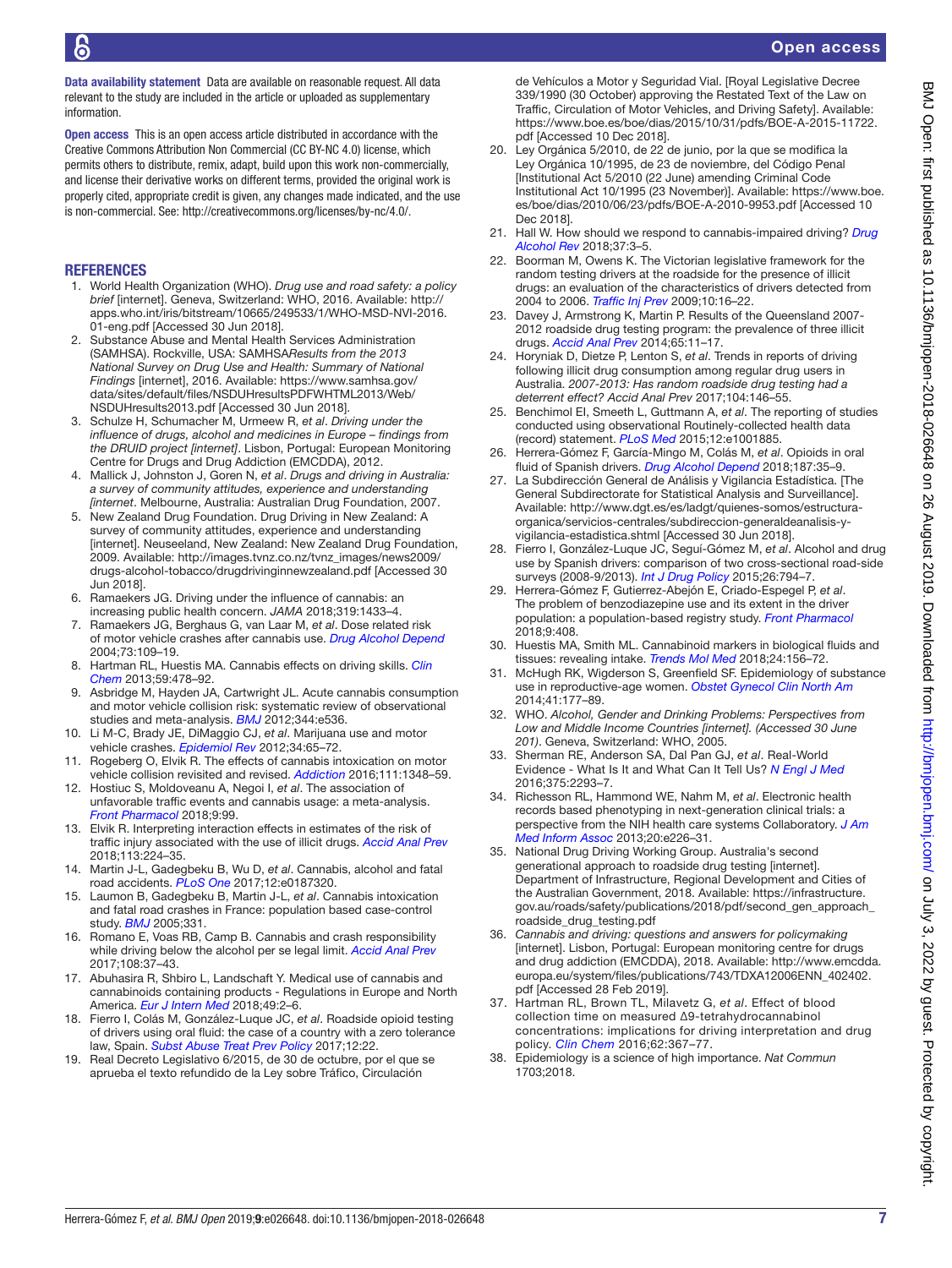**Data availability statement** Data are available on reasonable request. All data relevant to the study are included in the article or uploaded as supplementary information.

**Open access** This is an open access article distributed in accordance with the Creative Commons Attribution Non Commercial (CC BY-NC 4.0) license, which permits others to distribute, remix, adapt, build upon this work non-commercially, and license their derivative works on different terms, provided the original work is properly cited, appropriate credit is given, any changes made indicated, and the use is non-commercial. See: http://creativecommons.org/licenses/by-nc/4.0/.

## REFERENCES

1. World Health Organization (WHO). *Drug use and road safety: a policy brief* [internet]. Geneva, Switzerland: WHO, 2016. Available: http://apps.who.int/iris/bitstream/10665/249533/1/WHO-MSD-NVI-2016.01-eng.pdf [Accessed 30 Jun 2018].
2. Substance Abuse and Mental Health Services Administration (SAMHSA). Rockville, USA: SAMHSA*Results from the 2013 National Survey on Drug Use and Health: Summary of National Findings* [internet], 2016. Available: https://www.samhsa.gov/data/sites/default/files/NSDUHresultsPDFWHTML2013/Web/NSDUHresults2013.pdf [Accessed 30 Jun 2018].
3. Schulze H, Schumacher M, Urmeew R, *et al*. *Driving under the influence of drugs, alcohol and medicines in Europe – findings from the DRUID project [internet]*. Lisbon, Portugal: European Monitoring Centre for Drugs and Drug Addiction (EMCDDA), 2012.
4. Mallick J, Johnston J, Goren N, *et al*. *Drugs and driving in Australia: a survey of community attitudes, experience and understanding [internet*. Melbourne, Australia: Australian Drug Foundation, 2007.
5. New Zealand Drug Foundation. Drug Driving in New Zealand: A survey of community attitudes, experience and understanding [internet]. Neuseeland, New Zealand: New Zealand Drug Foundation, 2009. Available: http://images.tvnz.co.nz/tvnz_images/news2009/drugs-alcohol-tobacco/drugdrivinginnewzealand.pdf [Accessed 30 Jun 2018].
6. Ramaekers JG. Driving under the influence of cannabis: an increasing public health concern. *JAMA* 2018;319:1433–4.
7. Ramaekers JG, Berghaus G, van Laar M, *et al*. Dose related risk of motor vehicle crashes after cannabis use. *Drug Alcohol Depend* 2004;73:109–19.
8. Hartman RL, Huestis MA. Cannabis effects on driving skills. *Clin Chem* 2013;59:478–92.
9. Asbridge M, Hayden JA, Cartwright JL. Acute cannabis consumption and motor vehicle collision risk: systematic review of observational studies and meta-analysis. *BMJ* 2012;344:e536.
10. Li M-C, Brady JE, DiMaggio CJ, *et al*. Marijuana use and motor vehicle crashes. *Epidemiol Rev* 2012;34:65–72.
11. Rogeberg O, Elvik R. The effects of cannabis intoxication on motor vehicle collision revisited and revised. *Addiction* 2016;111:1348–59.
12. Hostiuc S, Moldoveanu A, Negoi I, *et al*. The association of unfavorable traffic events and cannabis usage: a meta-analysis. *Front Pharmacol* 2018;9:99.
13. Elvik R. Interpreting interaction effects in estimates of the risk of traffic injury associated with the use of illicit drugs. *Accid Anal Prev* 2018;113:224–35.
14. Martin J-L, Gadegbeku B, Wu D, *et al*. Cannabis, alcohol and fatal road accidents. *PLoS One* 2017;12:e0187320.
15. Laumon B, Gadegbeku B, Martin J-L, *et al*. Cannabis intoxication and fatal road crashes in France: population based case-control study. *BMJ* 2005;331.
16. Romano E, Voas RB, Camp B. Cannabis and crash responsibility while driving below the alcohol per se legal limit. *Accid Anal Prev* 2017;108:37–43.
17. Abuhasira R, Shbiro L, Landschaft Y. Medical use of cannabis and cannabinoids containing products - Regulations in Europe and North America. *Eur J Intern Med* 2018;49:2–6.
18. Fierro I, Colás M, González-Luque JC, *et al*. Roadside opioid testing of drivers using oral fluid: the case of a country with a zero tolerance law, Spain. *Subst Abuse Treat Prev Policy* 2017;12:22.
19. Real Decreto Legislativo 6/2015, de 30 de octubre, por el que se aprueba el texto refundido de la Ley sobre Tráfico, Circulación de Vehículos a Motor y Seguridad Vial. [Royal Legislative Decree 339/1990 (30 October) approving the Restated Text of the Law on Traffic, Circulation of Motor Vehicles, and Driving Safety]. Available: https://www.boe.es/boe/dias/2015/10/31/pdfs/BOE-A-2015-11722.pdf [Accessed 10 Dec 2018].
20. Ley Orgánica 5/2010, de 22 de junio, por la que se modifica la Ley Orgánica 10/1995, de 23 de noviembre, del Código Penal [Institutional Act 5/2010 (22 June) amending Criminal Code Institutional Act 10/1995 (23 November)]. Available: https://www.boe.es/boe/dias/2010/06/23/pdfs/BOE-A-2010-9953.pdf [Accessed 10 Dec 2018].
21. Hall W. How should we respond to cannabis-impaired driving? *Drug Alcohol Rev* 2018;37:3–5.
22. Boorman M, Owens K. The Victorian legislative framework for the random testing drivers at the roadside for the presence of illicit drugs: an evaluation of the characteristics of drivers detected from 2004 to 2006. *Traffic Inj Prev* 2009;10:16–22.
23. Davey J, Armstrong K, Martin P. Results of the Queensland 2007-2012 roadside drug testing program: the prevalence of three illicit drugs. *Accid Anal Prev* 2014;65:11–17.
24. Horyniak D, Dietze P, Lenton S, *et al*. Trends in reports of driving following illicit drug consumption among regular drug users in Australia. *2007-2013: Has random roadside drug testing had a deterrent effect? Accid Anal Prev* 2017;104:146–55.
25. Benchimol EI, Smeeth L, Guttmann A, *et al*. The reporting of studies conducted using observational Routinely-collected health data (record) statement. *PLoS Med* 2015;12:e1001885.
26. Herrera-Gómez F, García-Mingo M, Colás M, *et al*. Opioids in oral fluid of Spanish drivers. *Drug Alcohol Depend* 2018;187:35–9.
27. La Subdirección General de Análisis y Vigilancia Estadística. [The General Subdirectorate for Statistical Analysis and Surveillance]. Available: http://www.dgt.es/es/ladgt/quienes-somos/estructura-organica/servicios-centrales/subdireccion-generaldeanalisis-y-vigilancia-estadistica.shtml [Accessed 30 Jun 2018].
28. Fierro I, González-Luque JC, Seguí-Gómez M, *et al*. Alcohol and drug use by Spanish drivers: comparison of two cross-sectional road-side surveys (2008-9/2013). *Int J Drug Policy* 2015;26:794–7.
29. Herrera-Gómez F, Gutierrez-Abejón E, Criado-Espegel P, *et al*. The problem of benzodiazepine use and its extent in the driver population: a population-based registry study. *Front Pharmacol* 2018;9:408.
30. Huestis MA, Smith ML. Cannabinoid markers in biological fluids and tissues: revealing intake. *Trends Mol Med* 2018;24:156–72.
31. McHugh RK, Wigderson S, Greenfield SF. Epidemiology of substance use in reproductive-age women. *Obstet Gynecol Clin North Am* 2014;41:177–89.
32. WHO. *Alcohol, Gender and Drinking Problems: Perspectives from Low and Middle Income Countries [internet]. (Accessed 30 June 201)*. Geneva, Switzerland: WHO, 2005.
33. Sherman RE, Anderson SA, Dal Pan GJ, *et al*. Real-World Evidence - What Is It and What Can It Tell Us? *N Engl J Med* 2016;375:2293–7.
34. Richesson RL, Hammond WE, Nahm M, *et al*. Electronic health records based phenotyping in next-generation clinical trials: a perspective from the NIH health care systems Collaboratory. *J Am Med Inform Assoc* 2013;20:e226–31.
35. National Drug Driving Working Group. Australia's second generational approach to roadside drug testing [internet]. Department of Infrastructure, Regional Development and Cities of the Australian Government, 2018. Available: https://infrastructure.gov.au/roads/safety/publications/2018/pdf/second_gen_approach_roadside_drug_testing.pdf
36. *Cannabis and driving: questions and answers for policymaking* [internet]. Lisbon, Portugal: European monitoring centre for drugs and drug addiction (EMCDDA), 2018. Available: http://www.emcdda.europa.eu/system/files/publications/743/TDXA12006ENN_402402.pdf [Accessed 28 Feb 2019].
37. Hartman RL, Brown TL, Milavetz G, *et al*. Effect of blood collection time on measured Δ9-tetrahydrocannabinol concentrations: implications for driving interpretation and drug policy. *Clin Chem* 2016;62:367–77.
38. Epidemiology is a science of high importance. *Nat Commun* 1703;2018.